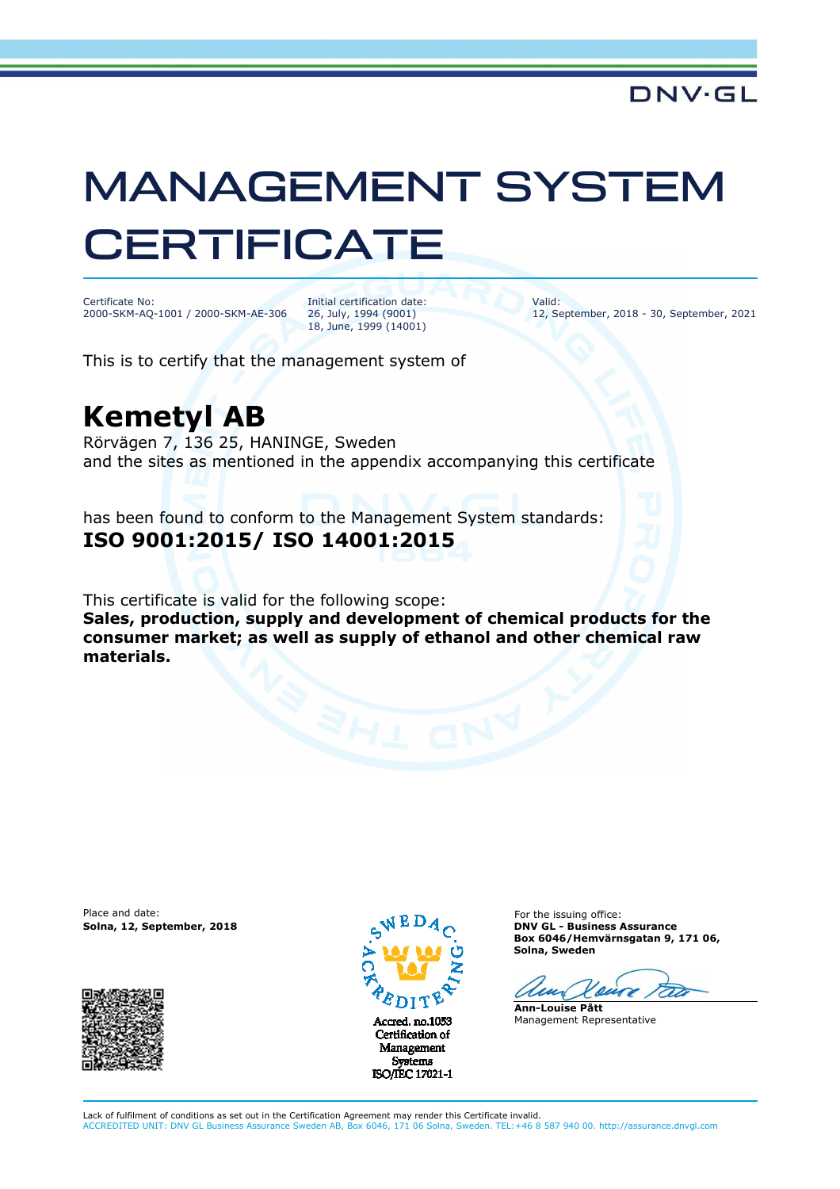DNV·GL

# MANAGEMENT SYSTEM CERTIFICATE

Certificate No:
2000-SKM-AQ-1001 / 2000-SKM-AE-306

Initial certification date:
26, July, 1994 (9001)
18, June, 1999 (14001)

Valid:
12, September, 2018 - 30, September, 2021

This is to certify that the management system of

## Kemetyl AB

Rörvägen 7, 136 25, HANINGE, Sweden
and the sites as mentioned in the appendix accompanying this certificate

has been found to conform to the Management System standards:
**ISO 9001:2015/ ISO 14001:2015**

This certificate is valid for the following scope:
**Sales, production, supply and development of chemical products for the consumer market; as well as supply of ethanol and other chemical raw materials.**

Place and date:
**Solna, 12, September, 2018**

SWEDAC ACKREDITERING
Accred. no.1053
Certification of Management Systems
ISO/IEC 17021-1

For the issuing office:
**DNV GL - Business Assurance**
**Box 6046/Hemvärnsgatan 9, 171 06,**
**Solna, Sweden**

**Ann-Louise Pått**
Management Representative

Lack of fulfilment of conditions as set out in the Certification Agreement may render this Certificate invalid.
ACCREDITED UNIT: DNV GL Business Assurance Sweden AB, Box 6046, 171 06 Solna, Sweden. TEL:+46 8 587 940 00. http://assurance.dnvgl.com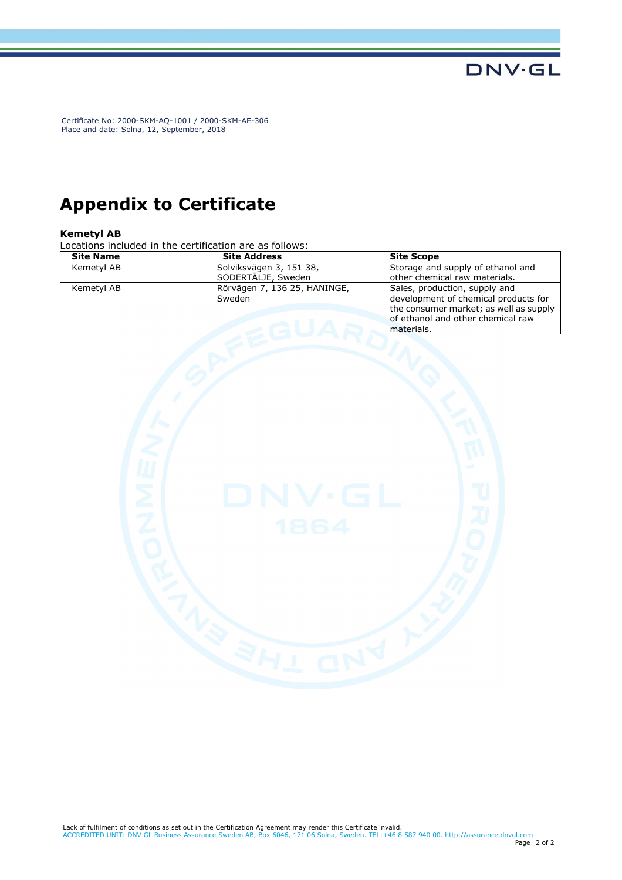Certificate No: 2000-SKM-AQ-1001 / 2000-SKM-AE-306
Place and date: Solna, 12, September, 2018

# Appendix to Certificate

**Kemetyl AB**

Locations included in the certification are as follows:

| Site Name | Site Address | Site Scope |
|---|---|---|
| Kemetyl AB | Solviksvägen 3, 151 38, SÖDERTÄLJE, Sweden | Storage and supply of ethanol and other chemical raw materials. |
| Kemetyl AB | Rörvägen 7, 136 25, HANINGE, Sweden | Sales, production, supply and development of chemical products for the consumer market; as well as supply of ethanol and other chemical raw materials. |

Lack of fulfilment of conditions as set out in the Certification Agreement may render this Certificate invalid.
ACCREDITED UNIT: DNV GL Business Assurance Sweden AB, Box 6046, 171 06 Solna, Sweden. TEL:+46 8 587 940 00. http://assurance.dnvgl.com